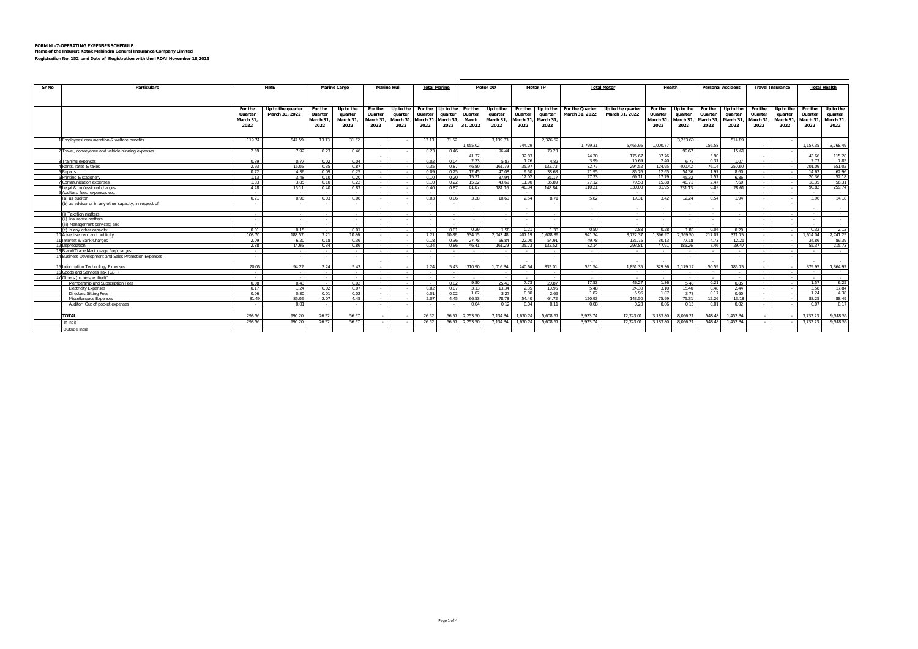**FORM NL-7-OPERATING EXPENSES SCHEDULE**
**Name of the Insurer: Kotak Mahindra General Insurance Company Limited**
**Registration No. 152 and Date of Registration with the IRDAI November 18,2015**

| Sr No | Particulars | FIRE | | Marine Cargo | | Marine Hull | | Total Marine | | Motor OD | | Motor TP | | Total Motor | | Health | | Personal Accident | | Travel Insurance | | Total Health | |
|---|---|---|---|---|---|---|---|---|---|---|---|---|---|---|---|---|---|---|---|---|---|---|---|
| | | For the Quarter March 31, 2022 | Up to the quarter March 31, 2022 | For the Quarter March 31, 2022 | Up to the quarter March 31, 2022 | For the Quarter March 31, 2022 | Up to the quarter March 31, 2022 | For the Quarter March 31, 2022 | Up to the quarter March 31, 2022 | For the Quarter March 31, 2022 | Up to the quarter March 31, 2022 | For the Quarter March 31, 2022 | Up to the quarter March 31, 2022 | For the Quarter March 31, 2022 | Up to the quarter March 31, 2022 | For the Quarter March 31, 2022 | Up to the quarter March 31, 2022 | For the Quarter March 31, 2022 | Up to the quarter March 31, 2022 | For the Quarter March 31, 2022 | Up to the quarter March 31, 2022 | For the Quarter March 31, 2022 | Up to the quarter March 31, 2022 |
| 1 | Employees' remuneration & welfare benefits | 119.74 | 547.59 | 13.13 | 31.52 | - | - | 13.13 | 31.52 | 1,055.02 | 3,139.33 | 744.29 | 2,326.62 | 1,799.31 | 5,465.95 | 1,000.77 | 3,253.60 | 156.58 | 514.89 | - | - | 1,157.35 | 3,768.49 |
| 2 | Travel, conveyance and vehicle running expenses | 2.59 | 7.92 | 0.23 | 0.46 | - | - | 0.23 | 0.46 | 41.37 | 96.44 | 32.83 | 79.23 | 74.20 | 175.67 | 37.76 | 99.67 | 5.90 | 15.61 | - | - | 43.66 | 115.28 |
| 3 | Training expenses | 0.39 | 0.77 | 0.02 | 0.04 | - | - | 0.02 | 0.04 | 2.23 | 5.87 | 1.76 | 4.82 | 3.99 | 10.69 | 2.40 | 6.78 | 0.37 | 1.07 | - | - | 2.77 | 7.85 |
| 4 | Rents, rates & taxes | 2.93 | 15.05 | 0.35 | 0.87 | - | - | 0.35 | 0.87 | 46.80 | 161.79 | 35.97 | 132.73 | 82.77 | 294.52 | 124.95 | 400.42 | 76.14 | 250.60 | - | - | 201.09 | 651.02 |
| 5 | Repairs | 0.72 | 4.36 | 0.09 | 0.25 | - | - | 0.09 | 0.25 | 12.45 | 47.08 | 9.50 | 38.68 | 21.95 | 85.76 | 12.65 | 54.36 | 1.97 | 8.60 | - | - | 14.62 | 62.96 |
| 6 | Printing & stationery | 1.13 | 3.48 | 0.10 | 0.20 | - | - | 0.10 | 0.20 | 15.21 | 37.94 | 12.02 | 31.17 | 27.23 | 69.11 | 17.79 | 45.32 | 2.57 | 6.86 | - | - | 20.36 | 52.18 |
| 7 | Communication expenses | 1.03 | 3.85 | 0.10 | 0.22 | - | - | 0.10 | 0.22 | 15.22 | 43.69 | 11.90 | 35.89 | 27.12 | 79.58 | 15.88 | 48.71 | 2.47 | 7.60 | - | - | 18.35 | 56.31 |
| 8 | Legal & professional charges | 4.28 | 15.11 | 0.40 | 0.87 | - | - | 0.40 | 0.87 | 61.87 | 181.16 | 48.34 | 148.84 | 110.21 | 330.00 | 81.95 | 231.13 | 8.87 | 28.61 | - | - | 90.82 | 259.74 |
| 9 | Auditors' fees, expenses etc. | - | - | - | - | - | - | - | - | - | - | - | - | - | - | - | - | - | - | - | - | - | - |
| | (a) as auditor | 0.21 | 0.98 | 0.03 | 0.06 | - | - | 0.03 | 0.06 | 3.28 | 10.60 | 2.54 | 8.71 | 5.82 | 19.31 | 3.42 | 12.24 | 0.54 | 1.94 | - | - | 3.96 | 14.18 |
| | (b) as adviser or in any other capacity, in respect of | - | - | - | - | - | - | - | - | - | - | - | - | - | - | - | - | - | - | - | - | - | - |
| | (i) Taxation matters | - | - | - | - | - | - | - | - | - | - | - | - | - | - | - | - | - | - | - | - | - | - |
| | (ii) Insurance matters | - | - | - | - | - | - | - | - | - | - | - | - | - | - | - | - | - | - | - | - | - | - |
| | (iii) Management services; and | - | - | - | - | - | - | - | - | - | - | - | - | - | - | - | - | - | - | - | - | - | - |
| | (c) in any other capacity | 0.01 | 0.15 | - | 0.01 | - | - | - | 0.01 | 0.29 | 1.58 | 0.21 | 1.30 | 0.50 | 2.88 | 0.28 | 1.83 | 0.04 | 0.29 | - | - | 0.32 | 2.12 |
| 10 | Advertisement and publicity | 103.70 | 188.57 | 7.21 | 10.86 | - | - | 7.21 | 10.86 | 534.15 | 2,043.48 | 407.19 | 1,678.89 | 941.34 | 3,722.37 | 1,396.97 | 2,369.50 | 217.07 | 371.75 | - | - | 1,614.04 | 2,741.25 |
| 11 | Interest & Bank Charges | 2.09 | 6.20 | 0.18 | 0.36 | - | - | 0.18 | 0.36 | 27.78 | 66.84 | 22.00 | 54.91 | 49.78 | 121.75 | 30.13 | 77.18 | 4.73 | 12.21 | - | - | 34.86 | 89.39 |
| 12 | Depreciation | 2.88 | 14.95 | 0.34 | 0.86 | - | - | 0.34 | 0.86 | 46.41 | 161.29 | 35.73 | 132.52 | 82.14 | 293.81 | 47.91 | 186.26 | 7.46 | 29.47 | - | - | 55.37 | 215.73 |
| 13 | Brand/Trade Mark usage fee/charges | - | - | - | - | - | - | - | - | - | - | - | - | - | - | - | - | - | - | - | - | - | - |
| 14 | Business Development and Sales Promotion Expenses | - | - | - | - | - | - | - | - | - | - | - | - | - | - | - | - | - | - | - | - | - | - |
| 15 | Information Technology Expenses | 20.06 | 94.22 | 2.24 | 5.43 | - | - | 2.24 | 5.43 | 310.90 | 1,016.34 | 240.64 | 835.01 | 551.54 | 1,851.35 | 329.36 | 1,179.17 | 50.59 | 185.75 | - | - | 379.95 | 1,364.92 |
| 16 | Goods and Services Tax (GST) | - | - | - | - | - | - | - | - | - | - | - | - | - | - | - | - | - | - | - | - | - | - |
| 17 | Others (to be specified)* | | | - | | - | - | - | | | | | | | | | | | | - | - | | |
| | Membership and Subscription Fees | 0.08 | 0.43 | - | 0.02 | - | - | - | 0.02 | 9.80 | 25.40 | 7.73 | 20.87 | 17.53 | 46.27 | 1.36 | 5.40 | 0.21 | 0.85 | - | - | 1.57 | 6.25 |
| | Electricity Expenses | 0.17 | 1.24 | 0.02 | 0.07 | - | - | 0.02 | 0.07 | 3.13 | 13.34 | 2.35 | 10.96 | 5.48 | 24.30 | 3.10 | 15.40 | 0.48 | 2.44 | - | - | 3.58 | 17.84 |
| | Directors Sitting Fees | 0.06 | 0.30 | 0.01 | 0.02 | - | - | 0.01 | 0.02 | 1.02 | 3.27 | 0.80 | 2.69 | 1.82 | 5.96 | 1.07 | 3.78 | 0.17 | 0.60 | - | - | 1.24 | 4.38 |
| | Miscellaneous Expenses | 31.49 | 85.02 | 2.07 | 4.45 | - | - | 2.07 | 4.45 | 66.53 | 78.78 | 54.40 | 64.72 | 120.93 | 143.50 | 75.99 | 75.31 | 12.26 | 13.18 | - | - | 88.25 | 88.49 |
| | Auditor: Out of pocket expenses | - | 0.01 | - | - | - | - | - | - | 0.04 | 0.12 | 0.04 | 0.11 | 0.08 | 0.23 | 0.06 | 0.15 | 0.01 | 0.02 | - | - | 0.07 | 0.17 |
| | **TOTAL** | 293.56 | 990.20 | 26.52 | 56.57 | - | - | 26.52 | 56.57 | 2,253.50 | 7,134.34 | 1,670.24 | 5,608.67 | 3,923.74 | 12,743.01 | 3,183.80 | 8,066.21 | 548.43 | 1,452.34 | - | - | 3,732.23 | 9,518.55 |
| | In India | 293.56 | 990.20 | 26.52 | 56.57 | - | - | 26.52 | 56.57 | 2,253.50 | 7,134.34 | 1,670.24 | 5,608.67 | 3,923.74 | 12,743.01 | 3,183.80 | 8,066.21 | 548.43 | 1,452.34 | - | - | 3,732.23 | 9,518.55 |
| | Outside India | | | | | | | | | | | | | | | | | | | | | | |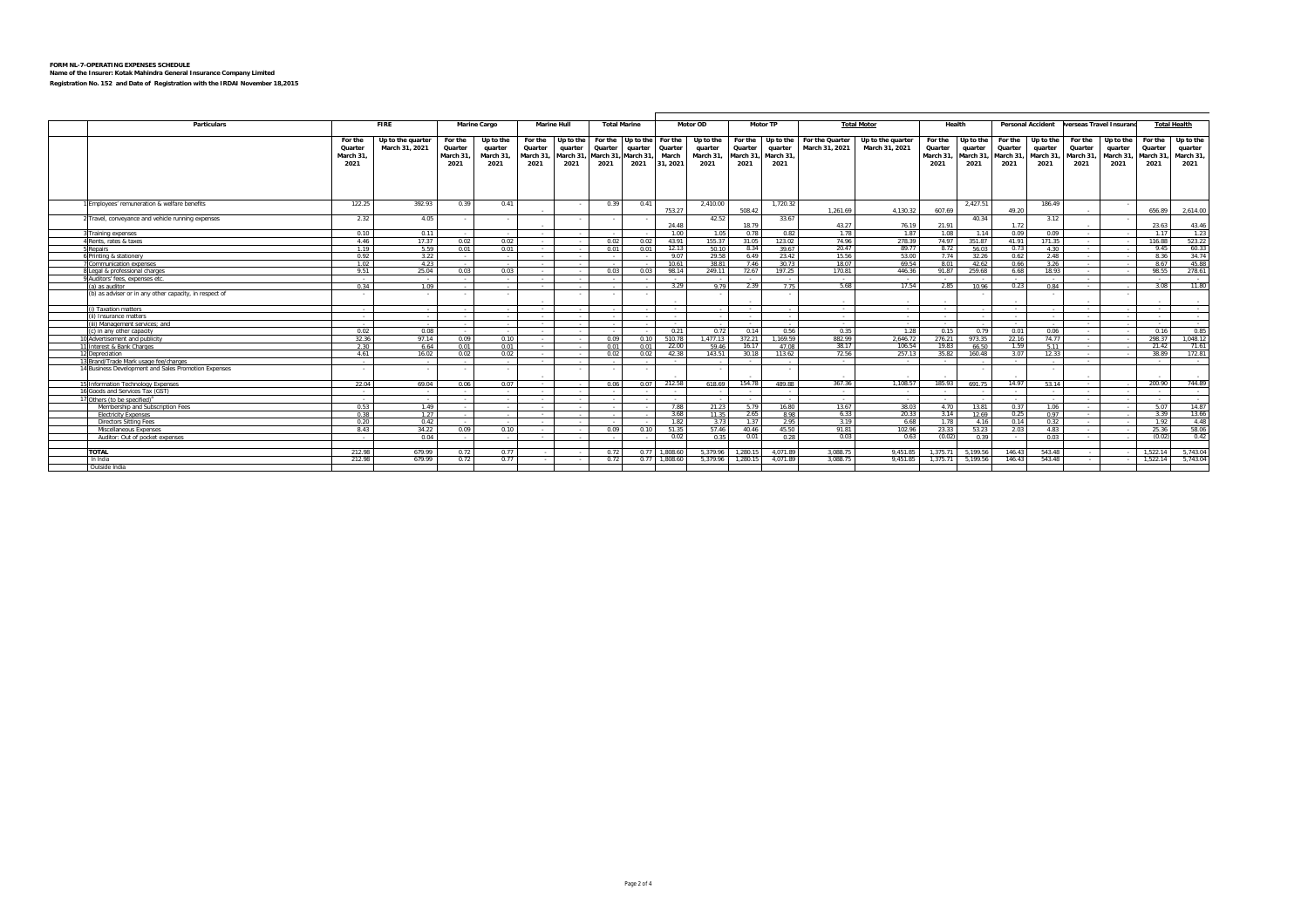**FORM NL-7-OPERATING EXPENSES SCHEDULE**

**Name of the Insurer: Kotak Mahindra General Insurance Company Limited**

**Registration No. 152 and Date of Registration with the IRDAI November 18,2015**

| | Particulars | FIRE | | Marine Cargo | | Marine Hull | | Total Marine | | Motor OD | | Motor TP | | Total Motor | | Health | | Personal Accident | | Overseas Travel Insurance | | Total Health | |
|---|---|---|---|---|---|---|---|---|---|---|---|---|---|---|---|---|---|---|---|---|---|---|---|
| | | For the Quarter March 31, 2021 | Up to the quarter March 31, 2021 | For the Quarter March 31, 2021 | Up to the quarter March 31, 2021 | For the Quarter March 31, 2021 | Up to the quarter March 31, 2021 | For the Quarter March 31, 2021 | Up to the quarter March 31, 2021 | For the Quarter March 31, 2021 | Up to the quarter March 31, 2021 | For the Quarter March 31, 2021 | Up to the quarter March 31, 2021 | For the Quarter March 31, 2021 | Up to the quarter March 31, 2021 | For the Quarter March 31, 2021 | Up to the quarter March 31, 2021 | For the Quarter March 31, 2021 | Up to the quarter March 31, 2021 | For the Quarter March 31, 2021 | Up to the quarter March 31, 2021 | For the Quarter March 31, 2021 | Up to the quarter March 31, 2021 |
| 1 | Employees' remuneration & welfare benefits | 122.25 | 392.93 | 0.39 | 0.41 | - | - | 0.39 | 0.41 | 753.27 | 2,410.00 | 508.42 | 1,720.32 | 1,261.69 | 4,130.32 | 607.69 | 2,427.51 | 49.20 | 186.49 | - | - | 656.89 | 2,614.00 |
| 2 | Travel, conveyance and vehicle running expenses | 2.32 | 4.05 | - | - | - | - | - | - | 24.48 | 42.52 | 18.79 | 33.67 | 43.27 | 76.19 | 21.91 | 40.34 | 1.72 | 3.12 | - | - | 23.63 | 43.46 |
| 3 | Training expenses | 0.10 | 0.11 | - | - | - | - | - | - | 1.00 | 1.05 | 0.78 | 0.82 | 1.78 | 1.87 | 1.08 | 1.14 | 0.09 | 0.09 | - | - | 1.17 | 1.23 |
| 4 | Rents, rates & taxes | 4.46 | 17.37 | 0.02 | 0.02 | - | - | 0.02 | 0.02 | 43.91 | 155.37 | 31.05 | 123.02 | 74.96 | 278.39 | 74.97 | 351.87 | 41.91 | 171.35 | - | - | 116.88 | 523.22 |
| 5 | Repairs | 1.19 | 5.59 | 0.01 | 0.01 | - | - | 0.01 | 0.01 | 12.13 | 50.10 | 8.34 | 39.67 | 20.47 | 89.77 | 8.72 | 56.03 | 0.73 | 4.30 | - | - | 9.45 | 60.33 |
| 6 | Printing & stationery | 0.92 | 3.22 | - | - | - | - | - | - | 9.07 | 29.58 | 6.49 | 23.42 | 15.56 | 53.00 | 7.74 | 32.26 | 0.62 | 2.48 | - | - | 8.36 | 34.74 |
| 7 | Communication expenses | 1.02 | 4.23 | - | - | - | - | - | - | 10.61 | 38.81 | 7.46 | 30.73 | 18.07 | 69.54 | 8.01 | 42.62 | 0.66 | 3.26 | - | - | 8.67 | 45.88 |
| 8 | Legal & professional charges | 9.51 | 25.04 | 0.03 | 0.03 | - | - | 0.03 | 0.03 | 98.14 | 249.11 | 72.67 | 197.25 | 170.81 | 446.36 | 91.87 | 259.68 | 6.68 | 18.93 | - | - | 98.55 | 278.61 |
| 9 | Auditors' fees, expenses etc. | - | - | - | - | - | - | - | - | - | - | - | - | - | - | - | - | - | - | - | - | - | - |
| | (a) as auditor | 0.34 | 1.09 | - | - | - | - | - | - | 3.29 | 9.79 | 2.39 | 7.75 | 5.68 | 17.54 | 2.85 | 10.96 | 0.23 | 0.84 | - | - | 3.08 | 11.80 |
| | (b) as adviser or in any other capacity, in respect of | - | - | - | - | - | - | - | - | - | - | - | - | - | - | - | - | - | - | - | - | - | - |
| | (i) Taxation matters | - | - | - | - | - | - | - | - | - | - | - | - | - | - | - | - | - | - | - | - | - | - |
| | (ii) Insurance matters | - | - | - | - | - | - | - | - | - | - | - | - | - | - | - | - | - | - | - | - | - | - |
| | (iii) Management services; and | - | - | - | - | - | - | - | - | - | - | - | - | - | - | - | - | - | - | - | - | - | - |
| | (c) in any other capacity | 0.02 | 0.08 | - | - | - | - | - | - | 0.21 | 0.72 | 0.14 | 0.56 | 0.35 | 1.28 | 0.15 | 0.79 | 0.01 | 0.06 | - | - | 0.16 | 0.85 |
| 10 | Advertisement and publicity | 32.36 | 97.14 | 0.09 | 0.10 | - | - | 0.09 | 0.10 | 510.78 | 1,477.13 | 372.21 | 1,169.59 | 882.99 | 2,646.72 | 276.21 | 973.35 | 22.16 | 74.77 | - | - | 298.37 | 1,048.12 |
| 11 | Interest & Bank Charges | 2.30 | 6.64 | 0.01 | 0.01 | - | - | 0.01 | 0.01 | 22.00 | 59.46 | 16.17 | 47.08 | 38.17 | 106.54 | 19.83 | 66.50 | 1.59 | 5.11 | - | - | 21.42 | 71.61 |
| 12 | Depreciation | 4.61 | 16.02 | 0.02 | 0.02 | - | - | 0.02 | 0.02 | 42.38 | 143.51 | 30.18 | 113.62 | 72.56 | 257.13 | 35.82 | 160.48 | 3.07 | 12.33 | - | - | 38.89 | 172.81 |
| 13 | Brand/Trade Mark usage fee/charges | - | - | - | - | - | - | - | - | - | - | - | - | - | - | - | - | - | - | - | - | - | - |
| 14 | Business Development and Sales Promotion Expenses | - | - | - | - | - | - | - | - | - | - | - | - | - | - | - | - | - | - | - | - | - | - |
| 15 | Information Technology Expenses | 22.04 | 69.04 | 0.06 | 0.07 | - | - | 0.06 | 0.07 | 212.58 | 618.69 | 154.78 | 489.88 | 367.36 | 1,108.57 | 185.93 | 691.75 | 14.97 | 53.14 | - | - | 200.90 | 744.89 |
| 16 | Goods and Services Tax (GST) | - | - | - | - | - | - | - | - | - | - | - | - | - | - | - | - | - | - | - | - | - | - |
| 17 | Others (to be specified) | - | - | - | - | - | - | - | - | - | - | - | - | - | - | - | - | - | - | - | - | - | - |
| | Membership and Subscription Fees | 0.53 | 1.49 | - | - | - | - | - | - | 7.88 | 21.23 | 5.79 | 16.80 | 13.67 | 38.03 | 4.70 | 13.81 | 0.37 | 1.06 | - | - | 5.07 | 14.87 |
| | Electricity Expenses | 0.38 | 1.27 | - | - | - | - | - | - | 3.68 | 11.35 | 2.65 | 8.98 | 6.33 | 20.33 | 3.14 | 12.69 | 0.25 | 0.97 | - | - | 3.39 | 13.66 |
| | Directors Sitting Fees | 0.20 | 0.42 | - | - | - | - | - | - | 1.82 | 3.73 | 1.37 | 2.95 | 3.19 | 6.68 | 1.78 | 4.16 | 0.14 | 0.32 | - | - | 1.92 | 4.48 |
| | Miscellaneous Expenses | 8.43 | 34.22 | 0.09 | 0.10 | - | - | 0.09 | 0.10 | 51.35 | 57.46 | 40.46 | 45.50 | 91.81 | 102.96 | 23.33 | 53.23 | 2.03 | 4.83 | - | - | 25.36 | 58.06 |
| | Auditor: Out of pocket expenses | - | 0.04 | - | - | - | - | - | - | 0.02 | 0.35 | 0.01 | 0.28 | 0.03 | 0.63 | (0.02) | 0.39 | - | 0.03 | - | - | (0.02) | 0.42 |
| | **TOTAL** | 212.98 | 679.99 | 0.72 | 0.77 | - | - | 0.72 | 0.77 | 1,808.60 | 5,379.96 | 1,280.15 | 4,071.89 | 3,088.75 | 9,451.85 | 1,375.71 | 5,199.56 | 146.43 | 543.48 | - | - | 1,522.14 | 5,743.04 |
| | In India | 212.98 | 679.99 | 0.72 | 0.77 | - | - | 0.72 | 0.77 | 1,808.60 | 5,379.96 | 1,280.15 | 4,071.89 | 3,088.75 | 9,451.85 | 1,375.71 | 5,199.56 | 146.43 | 543.48 | - | - | 1,522.14 | 5,743.04 |
| | Outside India | | | | | | | | | | | | | | | | | | | | | | |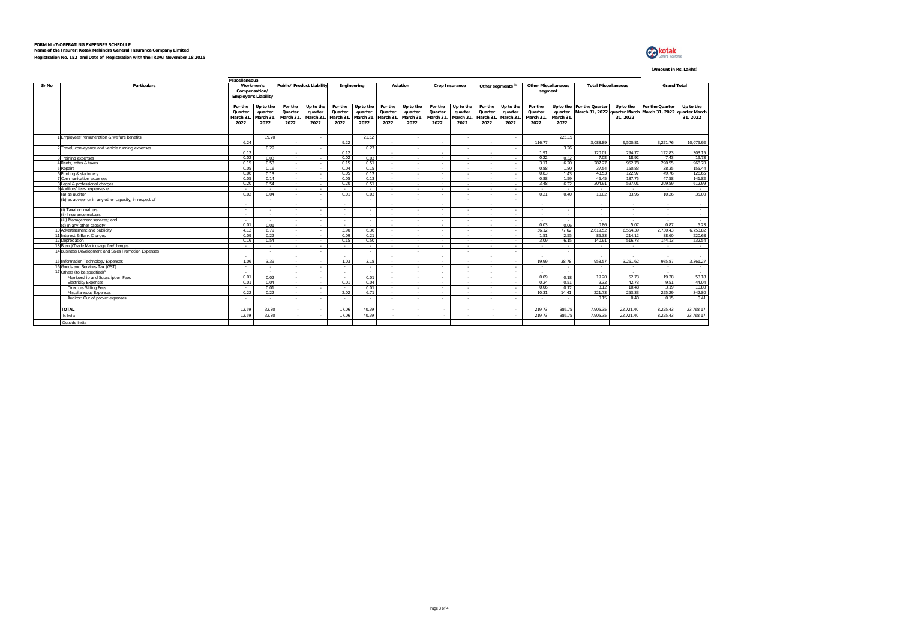**FORM NL-7-OPERATING EXPENSES SCHEDULE**
**Name of the Insurer: Kotak Mahindra General Insurance Company Limited**
**Registration No. 152 and Date of Registration with the IRDAI November 18,2015**

**(Amount in Rs. Lakhs)**

| Sr No | Particulars | Miscellaneous | | | | | | | | | | | | | | | | | | | |
|---|---|---|---|---|---|---|---|---|---|---|---|---|---|---|---|---|---|---|---|---|---|
| | | Workmen's Compensation/ Employer's Liability | | Public/ Product Liability | | Engineering | | Aviation | | Crop Insurance | | Other segments [b] | | Other Miscellaneous segment | | Total Miscellaneous | | Grand Total | |
| | | For the Quarter March 31, 2022 | Up to the quarter March 31, 2022 | For the Quarter March 31, 2022 | Up to the quarter March 31, 2022 | For the Quarter March 31, 2022 | Up to the quarter March 31, 2022 | For the Quarter March 31, 2022 | Up to the quarter March 31, 2022 | For the Quarter March 31, 2022 | Up to the quarter March 31, 2022 | For the Quarter March 31, 2022 | Up to the quarter March 31, 2022 | For the Quarter March 31, 2022 | Up to the quarter March 31, 2022 | For the Quarter March 31, 2022 | Up to the quarter March 31, 2022 | For the Quarter March 31, 2022 | Up to the quarter March 31, 2022 |
| 1 | Employees' remuneration & welfare benefits | 6.24 | 19.70 | - | - | 9.22 | 21.52 | - | - | - | - | - | - | 116.77 | 225.15 | 3,088.89 | 9,500.81 | 3,221.76 | 10,079.92 |
| 2 | Travel, conveyance and vehicle running expenses | 0.12 | 0.29 | - | - | 0.12 | 0.27 | - | - | - | - | - | - | 1.91 | 3.26 | 120.01 | 294.77 | 122.83 | 303.15 |
| 3 | Training expenses | 0.02 | 0.03 | - | - | 0.02 | 0.03 | - | - | - | - | - | - | 0.22 | 0.32 | 7.02 | 18.92 | 7.43 | 19.73 |
| 4 | Rents, rates & taxes | 0.15 | 0.53 | - | - | 0.15 | 0.51 | - | - | - | - | - | - | 3.11 | 6.20 | 287.27 | 952.78 | 290.55 | 968.70 |
| 5 | Repairs | 0.05 | 0.16 | - | - | 0.04 | 0.15 | - | - | - | - | - | - | 0.88 | 1.80 | 37.54 | 150.83 | 38.35 | 155.44 |
| 6 | Printing & stationery | 0.06 | 0.13 | - | - | 0.05 | 0.12 | - | - | - | - | - | - | 0.83 | 1.43 | 48.53 | 122.97 | 49.76 | 126.65 |
| 7 | Communication expenses | 0.05 | 0.14 | - | - | 0.05 | 0.13 | - | - | - | - | - | - | 0.88 | 1.59 | 46.45 | 137.75 | 47.58 | 141.82 |
| 8 | Legal & professional charges | 0.20 | 0.54 | - | - | 0.20 | 0.51 | - | - | - | - | - | - | 3.48 | 6.22 | 204.91 | 597.01 | 209.59 | 612.99 |
| 9 | Auditors' fees, expenses etc. | - | - | - | - | - | - | - | - | - | - | - | - | - | - | - | - | - | - |
| | (a) as auditor | 0.02 | 0.04 | - | - | 0.01 | 0.03 | - | - | - | - | - | - | 0.21 | 0.40 | 10.02 | 33.96 | 10.26 | 35.00 |
| | (b) as adviser or in any other capacity, in respect of | - | - | - | - | - | - | - | - | - | - | - | - | - | - | - | - | - | - |
| | (i) Taxation matters | - | - | - | - | - | - | - | - | - | - | - | - | - | - | - | - | - | - |
| | (ii) Insurance matters | - | - | - | - | - | - | - | - | - | - | - | - | - | - | - | - | - | - |
| | (iii) Management services; and | - | - | - | - | - | - | - | - | - | - | - | - | - | - | - | - | - | - |
| | (c) in any other capacity | 0.01 | 0.01 | - | - | - | - | - | - | - | - | - | - | 0.03 | 0.06 | 0.86 | 5.07 | 0.87 | 5.23 |
| 10 | Advertisement and publicity | 4.12 | 6.79 | - | - | 3.90 | 6.36 | - | - | - | - | - | - | 56.12 | 77.62 | 2,619.52 | 6,554.39 | 2,730.43 | 6,753.82 |
| 11 | Interest & Bank Charges | 0.09 | 0.22 | - | - | 0.09 | 0.21 | - | - | - | - | - | - | 1.51 | 2.55 | 86.33 | 214.12 | 88.60 | 220.68 |
| 12 | Depreciation | 0.16 | 0.54 | - | - | 0.15 | 0.50 | - | - | - | - | - | - | 3.09 | 6.15 | 140.91 | 516.73 | 144.13 | 532.54 |
| 13 | Brand/Trade Mark usage fee/charges | - | - | - | - | - | - | - | - | - | - | - | - | - | - | - | - | - | - |
| 14 | Business Development and Sales Promotion Expenses | - | - | - | - | - | - | - | - | - | - | - | - | - | - | - | - | - | - |
| 15 | Information Technology Expenses | 1.06 | 3.39 | - | - | 1.03 | 3.18 | - | - | - | - | - | - | 19.99 | 38.78 | 953.57 | 3,261.62 | 975.87 | 3,361.27 |
| 16 | Goods and Services Tax (GST) | - | - | - | - | - | - | - | - | - | - | - | - | - | - | - | - | - | - |
| 17 | Others (to be specified)[a] | - | - | - | - | - | - | - | - | - | - | - | - | - | - | - | - | - | - |
| | Membership and Subscription Fees | 0.01 | 0.02 | - | - | - | 0.01 | - | - | - | - | - | - | 0.09 | 0.18 | 19.20 | 52.73 | 19.28 | 53.18 |
| | Electricity Expenses | 0.01 | 0.04 | - | - | 0.01 | 0.04 | - | - | - | - | - | - | 0.24 | 0.51 | 9.32 | 42.73 | 9.51 | 44.04 |
| | Directors Sitting Fees | - | 0.01 | - | - | - | 0.01 | - | - | - | - | - | - | 0.06 | 0.12 | 3.12 | 10.48 | 3.19 | 10.80 |
| | Miscellaneous Expenses | 0.22 | 0.22 | - | - | 2.02 | 6.71 | - | - | - | - | - | - | 10.31 | 14.41 | 221.73 | 253.33 | 255.29 | 342.80 |
| | Auditor: Out of pocket expenses | - | - | - | - | - | - | - | - | - | - | - | - | - | - | 0.15 | 0.40 | 0.15 | 0.41 |
| | **TOTAL** | 12.59 | 32.80 | - | - | 17.06 | 40.29 | - | - | - | - | - | - | 219.73 | 386.75 | 7,905.35 | 22,721.40 | 8,225.43 | 23,768.17 |
| | In India | 12.59 | 32.80 | - | - | 17.06 | 40.29 | - | - | - | - | - | - | 219.73 | 386.75 | 7,905.35 | 22,721.40 | 8,225.43 | 23,768.17 |
| | Outside India | | | | | | | | | | | | | | | | | | |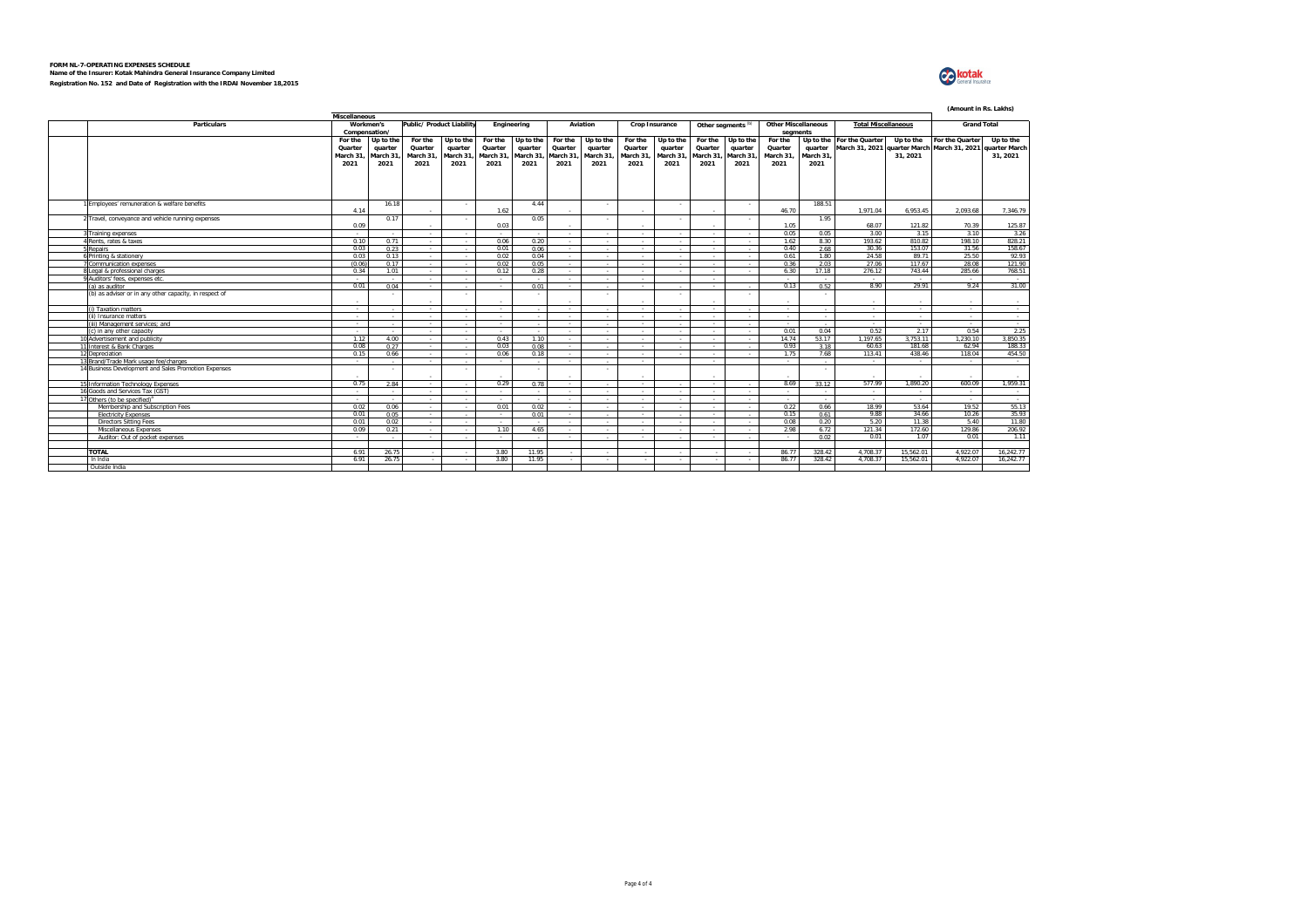**FORM NL-7-OPERATING EXPENSES SCHEDULE**
**Name of the Insurer: Kotak Mahindra General Insurance Company Limited**
**Registration No. 152 and Date of Registration with the IRDAI November 18,2015**

(Amount in Rs. Lakhs)

| | Particulars | Miscellaneous | | | | | | | | | | | | | | | | | |
|---|---|---|---|---|---|---|---|---|---|---|---|---|---|---|---|---|---|---|---|
| | | Workmen's Compensation/ | | Public/ Product Liability | | Engineering | | Aviation | | Crop Insurance | | Other segments [b] | | Other Miscellaneous segments | | Total Miscellaneous | | Grand Total | |
| | | For the Quarter March 31, 2021 | Up to the quarter March 31, 2021 | For the Quarter March 31, 2021 | Up to the quarter March 31, 2021 | For the Quarter March 31, 2021 | Up to the quarter March 31, 2021 | For the Quarter March 31, 2021 | Up to the quarter March 31, 2021 | For the Quarter March 31, 2021 | Up to the quarter March 31, 2021 | For the Quarter March 31, 2021 | Up to the quarter March 31, 2021 | For the Quarter March 31, 2021 | Up to the quarter March 31, 2021 | For the Quarter March 31, 2021 | Up to the quarter March 31, 2021 | For the Quarter March 31, 2021 | Up to the quarter March 31, 2021 |
| 1 | Employees' remuneration & welfare benefits | 4.14 | 16.18 | - | - | 1.62 | 4.44 | - | - | - | - | - | - | 46.70 | 188.51 | 1,971.04 | 6,953.45 | 2,093.68 | 7,346.79 |
| 2 | Travel, conveyance and vehicle running expenses | 0.09 | 0.17 | - | - | 0.03 | 0.05 | - | - | - | - | - | - | 1.05 | 1.95 | 68.07 | 121.82 | 70.39 | 125.87 |
| 3 | Training expenses | - | - | - | - | - | - | - | - | - | - | - | - | 0.05 | 0.05 | 3.00 | 3.15 | 3.10 | 3.26 |
| 4 | Rents, rates & taxes | 0.10 | 0.71 | - | - | 0.06 | 0.20 | - | - | - | - | - | - | 1.62 | 8.30 | 193.62 | 810.82 | 198.10 | 828.21 |
| 5 | Repairs | 0.03 | 0.23 | - | - | 0.01 | 0.06 | - | - | - | - | - | - | 0.40 | 2.68 | 30.36 | 153.07 | 31.56 | 158.67 |
| 6 | Printing & stationery | 0.03 | 0.13 | - | - | 0.02 | 0.04 | - | - | - | - | - | - | 0.61 | 1.80 | 24.58 | 89.71 | 25.50 | 92.93 |
| 7 | Communication expenses | (0.06) | 0.17 | - | - | 0.02 | 0.05 | - | - | - | - | - | - | 0.36 | 2.03 | 27.06 | 117.67 | 28.08 | 121.90 |
| 8 | Legal & professional charges | 0.34 | 1.01 | - | - | 0.12 | 0.28 | - | - | - | - | - | - | 6.30 | 17.18 | 276.12 | 743.44 | 285.66 | 768.51 |
| 9 | Auditors' fees, expenses etc. | - | - | - | - | - | - | - | - | - | - | - | - | - | - | - | - | - | - |
| | (a) as auditor | 0.01 | 0.04 | - | - | - | 0.01 | - | - | - | - | - | - | 0.13 | 0.52 | 8.90 | 29.91 | 9.24 | 31.00 |
| | (b) as adviser or in any other capacity, in respect of | - | - | - | - | - | - | - | - | - | - | - | - | - | - | - | - | - | - |
| | (i) Taxation matters | - | - | - | - | - | - | - | - | - | - | - | - | - | - | - | - | - | - |
| | (ii) Insurance matters | - | - | - | - | - | - | - | - | - | - | - | - | - | - | - | - | - | - |
| | (iii) Management services; and | - | - | - | - | - | - | - | - | - | - | - | - | - | - | - | - | - | - |
| | (c) in any other capacity | - | - | - | - | - | - | - | - | - | - | - | - | 0.01 | 0.04 | 0.52 | 2.17 | 0.54 | 2.25 |
| 10 | Advertisement and publicity | 1.12 | 4.00 | - | - | 0.43 | 1.10 | - | - | - | - | - | - | 14.74 | 53.17 | 1,197.65 | 3,753.11 | 1,230.10 | 3,850.35 |
| 11 | Interest & Bank Charges | 0.08 | 0.27 | - | - | 0.03 | 0.08 | - | - | - | - | - | - | 0.93 | 3.18 | 60.63 | 181.68 | 62.94 | 188.33 |
| 12 | Depreciation | 0.15 | 0.66 | - | - | 0.06 | 0.18 | - | - | - | - | - | - | 1.75 | 7.68 | 113.41 | 438.46 | 118.04 | 454.50 |
| 13 | Brand/Trade Mark usage fee/charges | - | - | - | - | - | - | - | - | - | - | - | - | - | - | - | - | - | - |
| 14 | Business Development and Sales Promotion Expenses | - | - | - | - | - | - | - | - | - | - | - | - | - | - | - | - | - | - |
| 15 | Information Technology Expenses | 0.75 | 2.84 | - | - | 0.29 | 0.78 | - | - | - | - | - | - | 8.69 | 33.12 | 577.99 | 1,890.20 | 600.09 | 1,959.31 |
| 16 | Goods and Services Tax (GST) | - | - | - | - | - | - | - | - | - | - | - | - | - | - | - | - | - | - |
| 17 | Others (to be specified)[a] | - | - | - | - | - | - | - | - | - | - | - | - | - | - | - | - | - | - |
| | Membership and Subscription Fees | 0.02 | 0.06 | - | - | 0.01 | 0.02 | - | - | - | - | - | - | 0.22 | 0.66 | 18.99 | 53.64 | 19.52 | 55.13 |
| | Electricity Expenses | 0.01 | 0.05 | - | - | - | 0.01 | - | - | - | - | - | - | 0.15 | 0.61 | 9.88 | 34.66 | 10.26 | 35.93 |
| | Directors Sitting Fees | 0.01 | 0.02 | - | - | - | - | - | - | - | - | - | - | 0.08 | 0.20 | 5.20 | 11.38 | 5.40 | 11.80 |
| | Miscellaneous Expenses | 0.09 | 0.21 | - | - | 1.10 | 4.65 | - | - | - | - | - | - | 2.98 | 6.72 | 121.34 | 172.60 | 129.86 | 206.92 |
| | Auditor: Out of pocket expenses | - | - | - | - | - | - | - | - | - | - | - | - | - | 0.02 | 0.01 | 1.07 | 0.01 | 1.11 |
| | **TOTAL** | 6.91 | 26.75 | - | - | 3.80 | 11.95 | - | - | - | - | - | - | 86.77 | 328.42 | 4,708.37 | 15,562.01 | 4,922.07 | 16,242.77 |
| | In India | 6.91 | 26.75 | - | - | 3.80 | 11.95 | - | - | - | - | - | - | 86.77 | 328.42 | 4,708.37 | 15,562.01 | 4,922.07 | 16,242.77 |
| | Outside India | | | | | | | | | | | | | | | | | | |